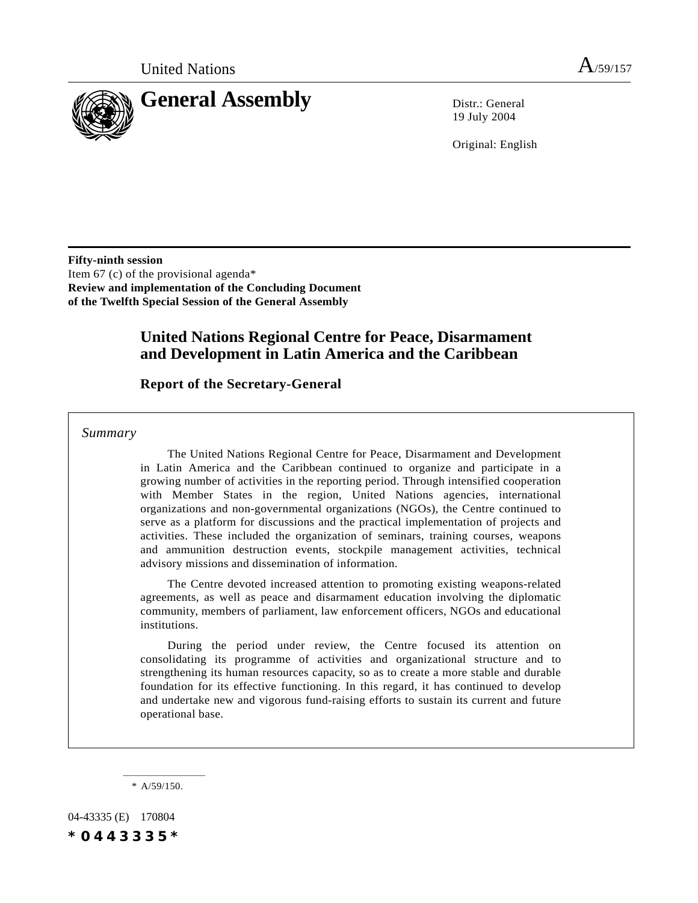United Nations A/59/157

# General Assembly

Distr.: General
19 July 2004

Original: English

**Fifty-ninth session**
Item 67 (c) of the provisional agenda*
**Review and implementation of the Concluding Document of the Twelfth Special Session of the General Assembly**

## United Nations Regional Centre for Peace, Disarmament and Development in Latin America and the Caribbean

### Report of the Secretary-General

*Summary*

The United Nations Regional Centre for Peace, Disarmament and Development in Latin America and the Caribbean continued to organize and participate in a growing number of activities in the reporting period. Through intensified cooperation with Member States in the region, United Nations agencies, international organizations and non-governmental organizations (NGOs), the Centre continued to serve as a platform for discussions and the practical implementation of projects and activities. These included the organization of seminars, training courses, weapons and ammunition destruction events, stockpile management activities, technical advisory missions and dissemination of information.

The Centre devoted increased attention to promoting existing weapons-related agreements, as well as peace and disarmament education involving the diplomatic community, members of parliament, law enforcement officers, NGOs and educational institutions.

During the period under review, the Centre focused its attention on consolidating its programme of activities and organizational structure and to strengthening its human resources capacity, so as to create a more stable and durable foundation for its effective functioning. In this regard, it has continued to develop and undertake new and vigorous fund-raising efforts to sustain its current and future operational base.

\* A/59/150.

04-43335 (E) 170804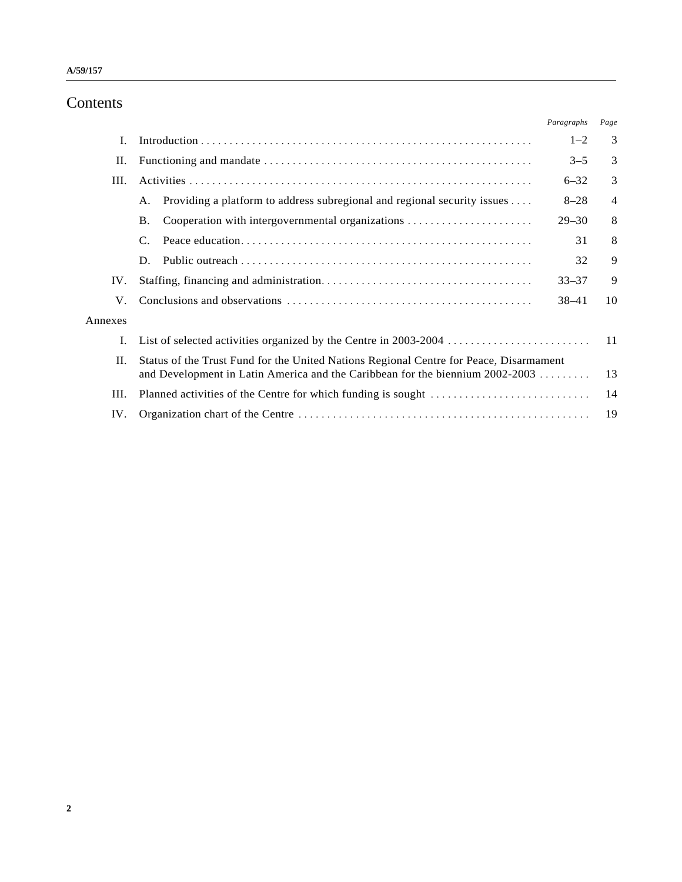# Contents

| | | Paragraphs | Page |
|---|---|---|---|
| I. | Introduction | 1–2 | 3 |
| II. | Functioning and mandate | 3–5 | 3 |
| III. | Activities | 6–32 | 3 |
| | A. Providing a platform to address subregional and regional security issues | 8–28 | 4 |
| | B. Cooperation with intergovernmental organizations | 29–30 | 8 |
| | C. Peace education | 31 | 8 |
| | D. Public outreach | 32 | 9 |
| IV. | Staffing, financing and administration | 33–37 | 9 |
| V. | Conclusions and observations | 38–41 | 10 |
| Annexes | | | |
| I. | List of selected activities organized by the Centre in 2003-2004 | | 11 |
| II. | Status of the Trust Fund for the United Nations Regional Centre for Peace, Disarmament and Development in Latin America and the Caribbean for the biennium 2002-2003 | | 13 |
| III. | Planned activities of the Centre for which funding is sought | | 14 |
| IV. | Organization chart of the Centre | | 19 |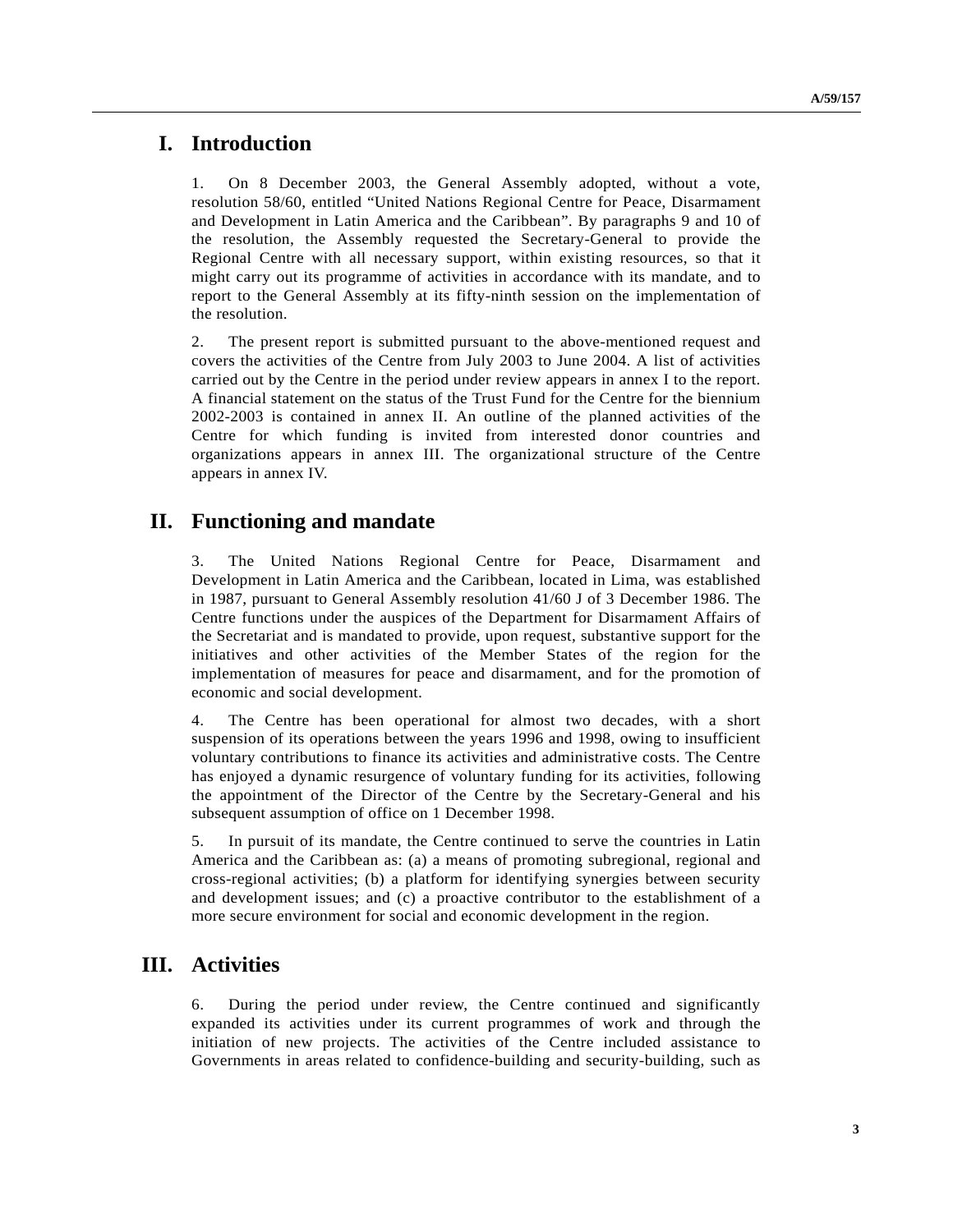# I. Introduction

1. On 8 December 2003, the General Assembly adopted, without a vote, resolution 58/60, entitled "United Nations Regional Centre for Peace, Disarmament and Development in Latin America and the Caribbean". By paragraphs 9 and 10 of the resolution, the Assembly requested the Secretary-General to provide the Regional Centre with all necessary support, within existing resources, so that it might carry out its programme of activities in accordance with its mandate, and to report to the General Assembly at its fifty-ninth session on the implementation of the resolution.

2. The present report is submitted pursuant to the above-mentioned request and covers the activities of the Centre from July 2003 to June 2004. A list of activities carried out by the Centre in the period under review appears in annex I to the report. A financial statement on the status of the Trust Fund for the Centre for the biennium 2002-2003 is contained in annex II. An outline of the planned activities of the Centre for which funding is invited from interested donor countries and organizations appears in annex III. The organizational structure of the Centre appears in annex IV.

# II. Functioning and mandate

3. The United Nations Regional Centre for Peace, Disarmament and Development in Latin America and the Caribbean, located in Lima, was established in 1987, pursuant to General Assembly resolution 41/60 J of 3 December 1986. The Centre functions under the auspices of the Department for Disarmament Affairs of the Secretariat and is mandated to provide, upon request, substantive support for the initiatives and other activities of the Member States of the region for the implementation of measures for peace and disarmament, and for the promotion of economic and social development.

4. The Centre has been operational for almost two decades, with a short suspension of its operations between the years 1996 and 1998, owing to insufficient voluntary contributions to finance its activities and administrative costs. The Centre has enjoyed a dynamic resurgence of voluntary funding for its activities, following the appointment of the Director of the Centre by the Secretary-General and his subsequent assumption of office on 1 December 1998.

5. In pursuit of its mandate, the Centre continued to serve the countries in Latin America and the Caribbean as: (a) a means of promoting subregional, regional and cross-regional activities; (b) a platform for identifying synergies between security and development issues; and (c) a proactive contributor to the establishment of a more secure environment for social and economic development in the region.

# III. Activities

6. During the period under review, the Centre continued and significantly expanded its activities under its current programmes of work and through the initiation of new projects. The activities of the Centre included assistance to Governments in areas related to confidence-building and security-building, such as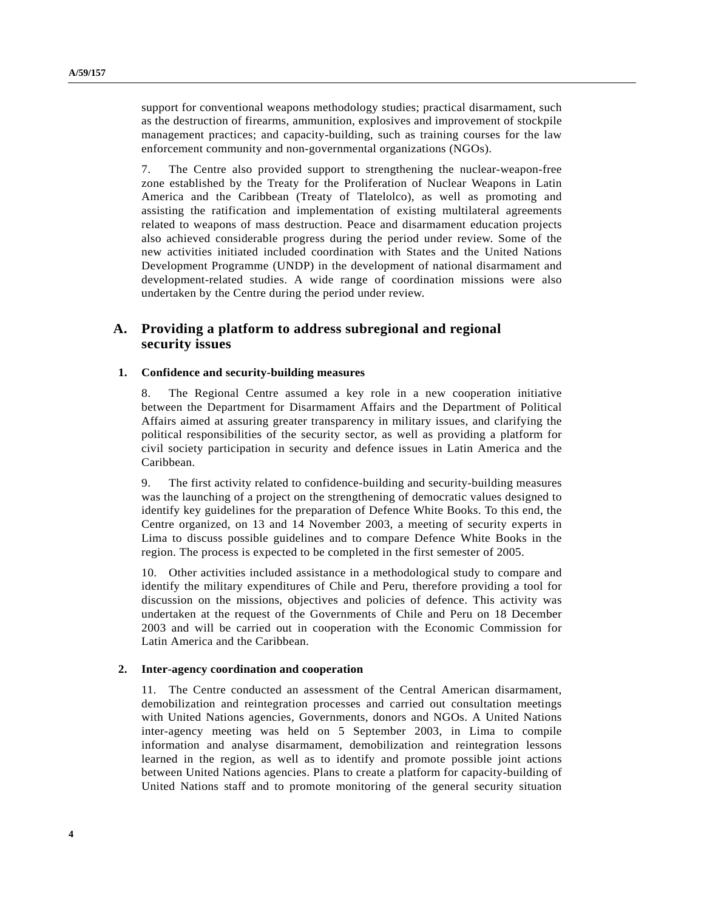support for conventional weapons methodology studies; practical disarmament, such as the destruction of firearms, ammunition, explosives and improvement of stockpile management practices; and capacity-building, such as training courses for the law enforcement community and non-governmental organizations (NGOs).

7. The Centre also provided support to strengthening the nuclear-weapon-free zone established by the Treaty for the Proliferation of Nuclear Weapons in Latin America and the Caribbean (Treaty of Tlatelolco), as well as promoting and assisting the ratification and implementation of existing multilateral agreements related to weapons of mass destruction. Peace and disarmament education projects also achieved considerable progress during the period under review. Some of the new activities initiated included coordination with States and the United Nations Development Programme (UNDP) in the development of national disarmament and development-related studies. A wide range of coordination missions were also undertaken by the Centre during the period under review.

## A. Providing a platform to address subregional and regional security issues

### 1. Confidence and security-building measures

8. The Regional Centre assumed a key role in a new cooperation initiative between the Department for Disarmament Affairs and the Department of Political Affairs aimed at assuring greater transparency in military issues, and clarifying the political responsibilities of the security sector, as well as providing a platform for civil society participation in security and defence issues in Latin America and the Caribbean.

9. The first activity related to confidence-building and security-building measures was the launching of a project on the strengthening of democratic values designed to identify key guidelines for the preparation of Defence White Books. To this end, the Centre organized, on 13 and 14 November 2003, a meeting of security experts in Lima to discuss possible guidelines and to compare Defence White Books in the region. The process is expected to be completed in the first semester of 2005.

10. Other activities included assistance in a methodological study to compare and identify the military expenditures of Chile and Peru, therefore providing a tool for discussion on the missions, objectives and policies of defence. This activity was undertaken at the request of the Governments of Chile and Peru on 18 December 2003 and will be carried out in cooperation with the Economic Commission for Latin America and the Caribbean.

### 2. Inter-agency coordination and cooperation

11. The Centre conducted an assessment of the Central American disarmament, demobilization and reintegration processes and carried out consultation meetings with United Nations agencies, Governments, donors and NGOs. A United Nations inter-agency meeting was held on 5 September 2003, in Lima to compile information and analyse disarmament, demobilization and reintegration lessons learned in the region, as well as to identify and promote possible joint actions between United Nations agencies. Plans to create a platform for capacity-building of United Nations staff and to promote monitoring of the general security situation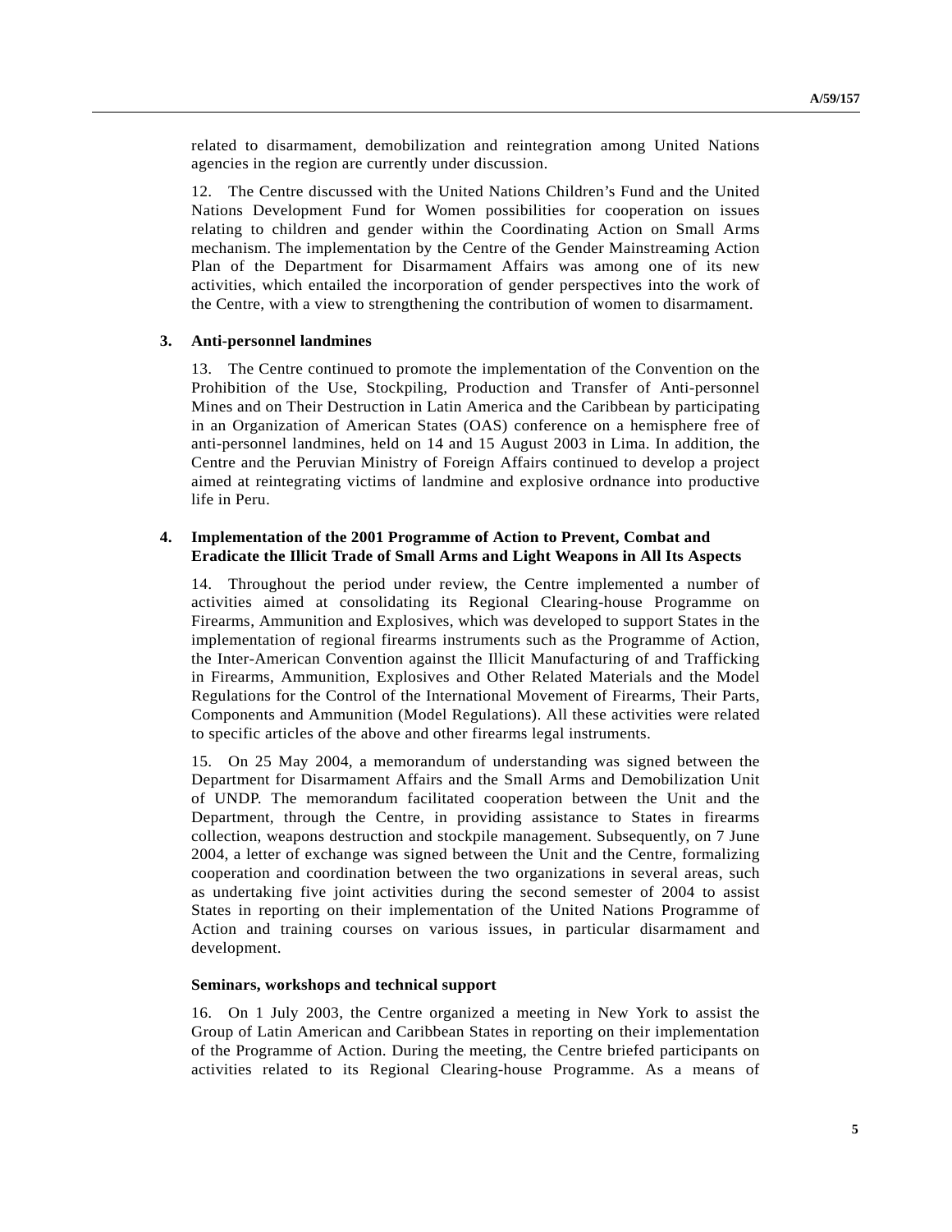related to disarmament, demobilization and reintegration among United Nations agencies in the region are currently under discussion.

12. The Centre discussed with the United Nations Children's Fund and the United Nations Development Fund for Women possibilities for cooperation on issues relating to children and gender within the Coordinating Action on Small Arms mechanism. The implementation by the Centre of the Gender Mainstreaming Action Plan of the Department for Disarmament Affairs was among one of its new activities, which entailed the incorporation of gender perspectives into the work of the Centre, with a view to strengthening the contribution of women to disarmament.

### 3. Anti-personnel landmines

13. The Centre continued to promote the implementation of the Convention on the Prohibition of the Use, Stockpiling, Production and Transfer of Anti-personnel Mines and on Their Destruction in Latin America and the Caribbean by participating in an Organization of American States (OAS) conference on a hemisphere free of anti-personnel landmines, held on 14 and 15 August 2003 in Lima. In addition, the Centre and the Peruvian Ministry of Foreign Affairs continued to develop a project aimed at reintegrating victims of landmine and explosive ordnance into productive life in Peru.

### 4. Implementation of the 2001 Programme of Action to Prevent, Combat and Eradicate the Illicit Trade of Small Arms and Light Weapons in All Its Aspects

14. Throughout the period under review, the Centre implemented a number of activities aimed at consolidating its Regional Clearing-house Programme on Firearms, Ammunition and Explosives, which was developed to support States in the implementation of regional firearms instruments such as the Programme of Action, the Inter-American Convention against the Illicit Manufacturing of and Trafficking in Firearms, Ammunition, Explosives and Other Related Materials and the Model Regulations for the Control of the International Movement of Firearms, Their Parts, Components and Ammunition (Model Regulations). All these activities were related to specific articles of the above and other firearms legal instruments.

15. On 25 May 2004, a memorandum of understanding was signed between the Department for Disarmament Affairs and the Small Arms and Demobilization Unit of UNDP. The memorandum facilitated cooperation between the Unit and the Department, through the Centre, in providing assistance to States in firearms collection, weapons destruction and stockpile management. Subsequently, on 7 June 2004, a letter of exchange was signed between the Unit and the Centre, formalizing cooperation and coordination between the two organizations in several areas, such as undertaking five joint activities during the second semester of 2004 to assist States in reporting on their implementation of the United Nations Programme of Action and training courses on various issues, in particular disarmament and development.

#### Seminars, workshops and technical support

16. On 1 July 2003, the Centre organized a meeting in New York to assist the Group of Latin American and Caribbean States in reporting on their implementation of the Programme of Action. During the meeting, the Centre briefed participants on activities related to its Regional Clearing-house Programme. As a means of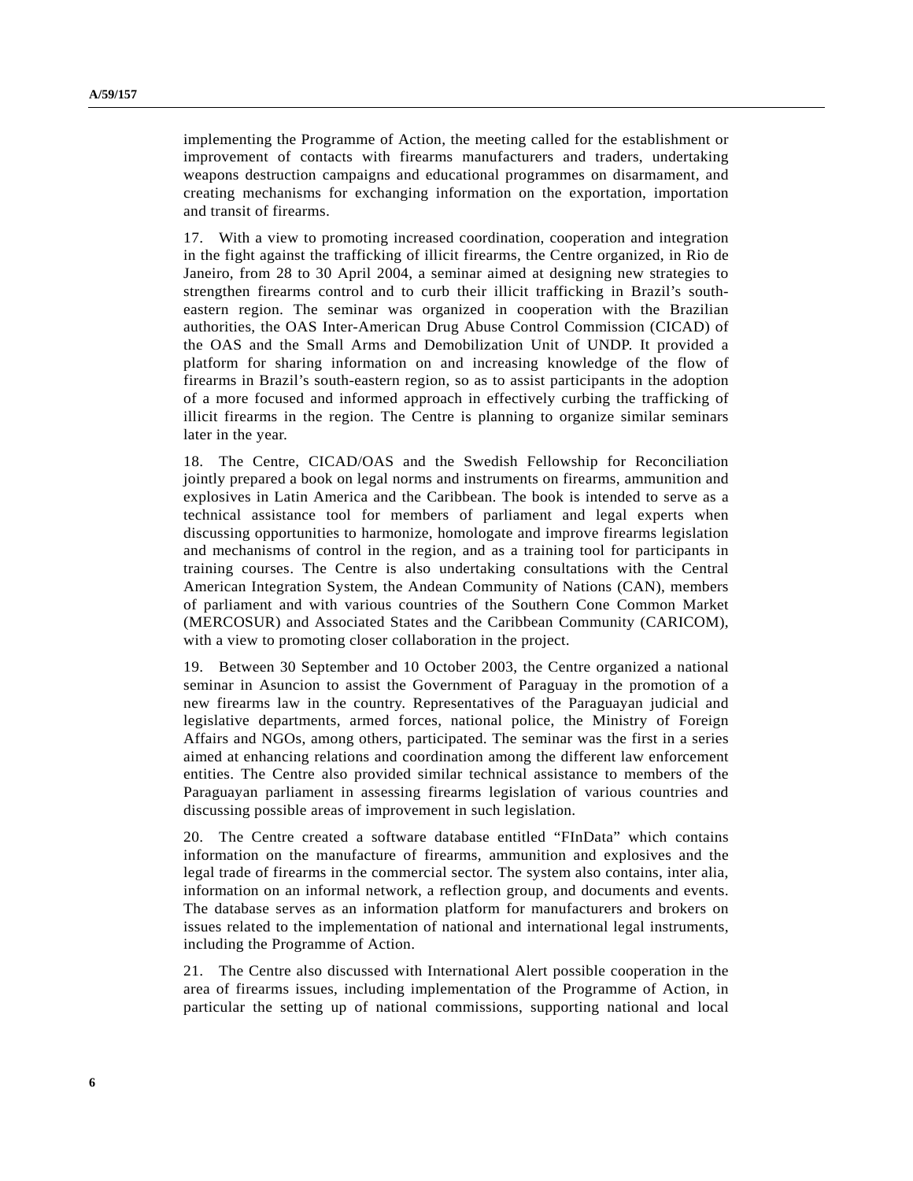implementing the Programme of Action, the meeting called for the establishment or improvement of contacts with firearms manufacturers and traders, undertaking weapons destruction campaigns and educational programmes on disarmament, and creating mechanisms for exchanging information on the exportation, importation and transit of firearms.

17. With a view to promoting increased coordination, cooperation and integration in the fight against the trafficking of illicit firearms, the Centre organized, in Rio de Janeiro, from 28 to 30 April 2004, a seminar aimed at designing new strategies to strengthen firearms control and to curb their illicit trafficking in Brazil's south-eastern region. The seminar was organized in cooperation with the Brazilian authorities, the OAS Inter-American Drug Abuse Control Commission (CICAD) of the OAS and the Small Arms and Demobilization Unit of UNDP. It provided a platform for sharing information on and increasing knowledge of the flow of firearms in Brazil's south-eastern region, so as to assist participants in the adoption of a more focused and informed approach in effectively curbing the trafficking of illicit firearms in the region. The Centre is planning to organize similar seminars later in the year.

18. The Centre, CICAD/OAS and the Swedish Fellowship for Reconciliation jointly prepared a book on legal norms and instruments on firearms, ammunition and explosives in Latin America and the Caribbean. The book is intended to serve as a technical assistance tool for members of parliament and legal experts when discussing opportunities to harmonize, homologate and improve firearms legislation and mechanisms of control in the region, and as a training tool for participants in training courses. The Centre is also undertaking consultations with the Central American Integration System, the Andean Community of Nations (CAN), members of parliament and with various countries of the Southern Cone Common Market (MERCOSUR) and Associated States and the Caribbean Community (CARICOM), with a view to promoting closer collaboration in the project.

19. Between 30 September and 10 October 2003, the Centre organized a national seminar in Asuncion to assist the Government of Paraguay in the promotion of a new firearms law in the country. Representatives of the Paraguayan judicial and legislative departments, armed forces, national police, the Ministry of Foreign Affairs and NGOs, among others, participated. The seminar was the first in a series aimed at enhancing relations and coordination among the different law enforcement entities. The Centre also provided similar technical assistance to members of the Paraguayan parliament in assessing firearms legislation of various countries and discussing possible areas of improvement in such legislation.

20. The Centre created a software database entitled "FInData" which contains information on the manufacture of firearms, ammunition and explosives and the legal trade of firearms in the commercial sector. The system also contains, inter alia, information on an informal network, a reflection group, and documents and events. The database serves as an information platform for manufacturers and brokers on issues related to the implementation of national and international legal instruments, including the Programme of Action.

21. The Centre also discussed with International Alert possible cooperation in the area of firearms issues, including implementation of the Programme of Action, in particular the setting up of national commissions, supporting national and local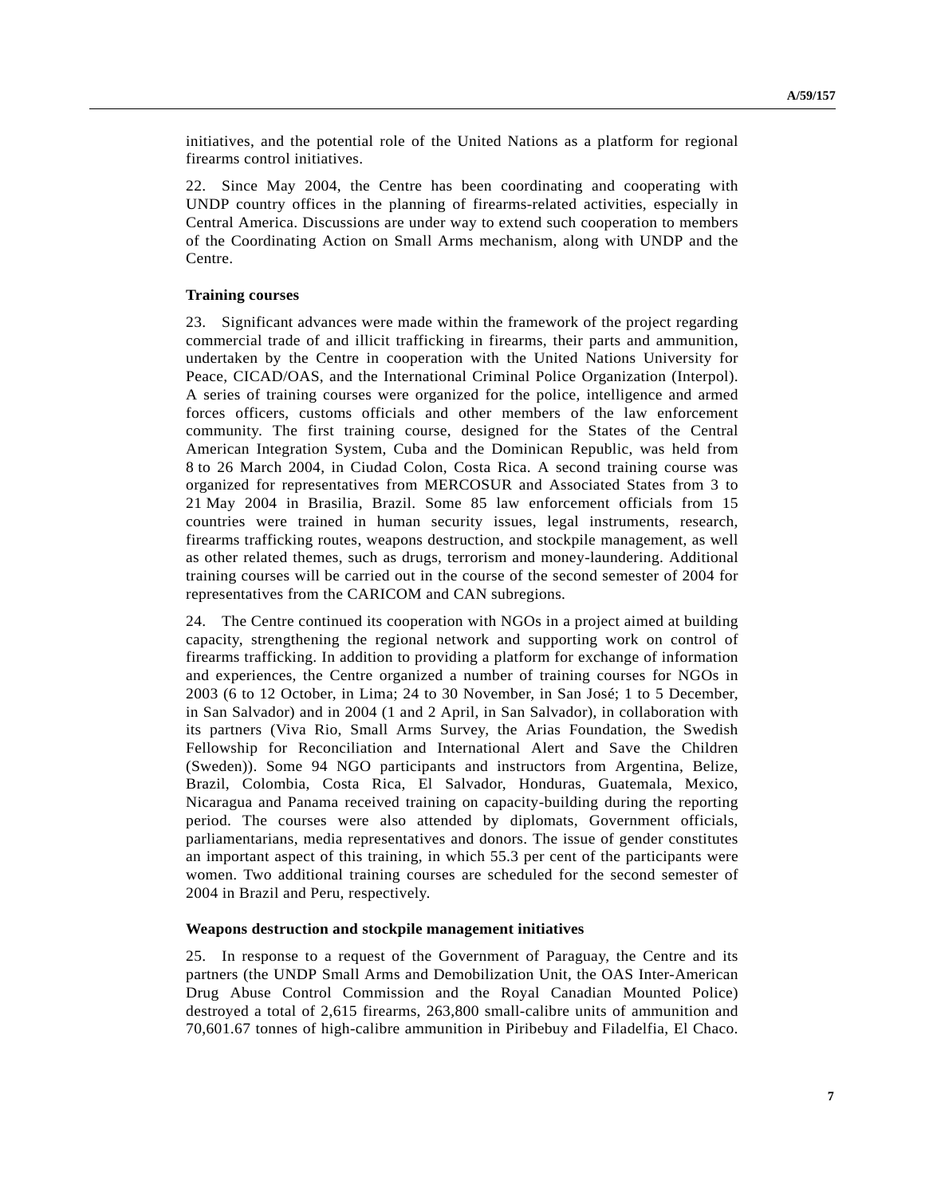initiatives, and the potential role of the United Nations as a platform for regional firearms control initiatives.

22. Since May 2004, the Centre has been coordinating and cooperating with UNDP country offices in the planning of firearms-related activities, especially in Central America. Discussions are under way to extend such cooperation to members of the Coordinating Action on Small Arms mechanism, along with UNDP and the Centre.

**Training courses**

23. Significant advances were made within the framework of the project regarding commercial trade of and illicit trafficking in firearms, their parts and ammunition, undertaken by the Centre in cooperation with the United Nations University for Peace, CICAD/OAS, and the International Criminal Police Organization (Interpol). A series of training courses were organized for the police, intelligence and armed forces officers, customs officials and other members of the law enforcement community. The first training course, designed for the States of the Central American Integration System, Cuba and the Dominican Republic, was held from 8 to 26 March 2004, in Ciudad Colon, Costa Rica. A second training course was organized for representatives from MERCOSUR and Associated States from 3 to 21 May 2004 in Brasilia, Brazil. Some 85 law enforcement officials from 15 countries were trained in human security issues, legal instruments, research, firearms trafficking routes, weapons destruction, and stockpile management, as well as other related themes, such as drugs, terrorism and money-laundering. Additional training courses will be carried out in the course of the second semester of 2004 for representatives from the CARICOM and CAN subregions.

24. The Centre continued its cooperation with NGOs in a project aimed at building capacity, strengthening the regional network and supporting work on control of firearms trafficking. In addition to providing a platform for exchange of information and experiences, the Centre organized a number of training courses for NGOs in 2003 (6 to 12 October, in Lima; 24 to 30 November, in San José; 1 to 5 December, in San Salvador) and in 2004 (1 and 2 April, in San Salvador), in collaboration with its partners (Viva Rio, Small Arms Survey, the Arias Foundation, the Swedish Fellowship for Reconciliation and International Alert and Save the Children (Sweden)). Some 94 NGO participants and instructors from Argentina, Belize, Brazil, Colombia, Costa Rica, El Salvador, Honduras, Guatemala, Mexico, Nicaragua and Panama received training on capacity-building during the reporting period. The courses were also attended by diplomats, Government officials, parliamentarians, media representatives and donors. The issue of gender constitutes an important aspect of this training, in which 55.3 per cent of the participants were women. Two additional training courses are scheduled for the second semester of 2004 in Brazil and Peru, respectively.

**Weapons destruction and stockpile management initiatives**

25. In response to a request of the Government of Paraguay, the Centre and its partners (the UNDP Small Arms and Demobilization Unit, the OAS Inter-American Drug Abuse Control Commission and the Royal Canadian Mounted Police) destroyed a total of 2,615 firearms, 263,800 small-calibre units of ammunition and 70,601.67 tonnes of high-calibre ammunition in Piribebuy and Filadelfia, El Chaco.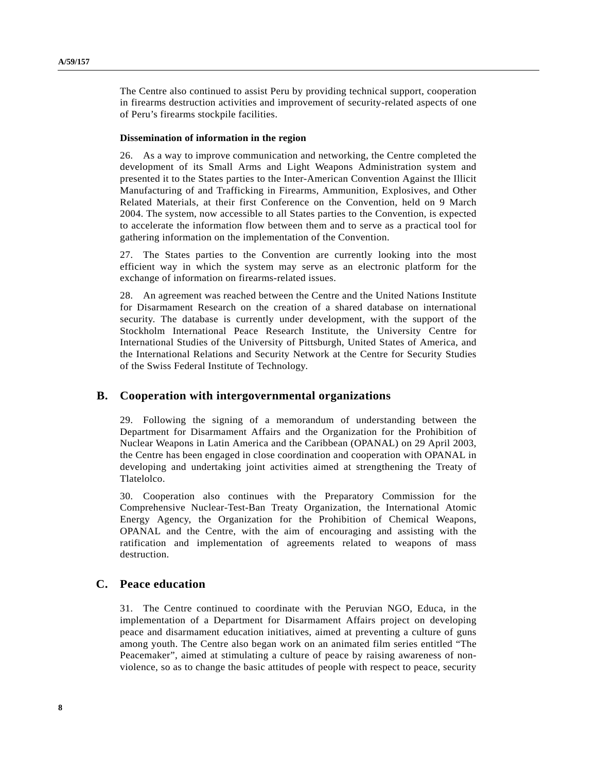The Centre also continued to assist Peru by providing technical support, cooperation in firearms destruction activities and improvement of security-related aspects of one of Peru's firearms stockpile facilities.

**Dissemination of information in the region**

26. As a way to improve communication and networking, the Centre completed the development of its Small Arms and Light Weapons Administration system and presented it to the States parties to the Inter-American Convention Against the Illicit Manufacturing of and Trafficking in Firearms, Ammunition, Explosives, and Other Related Materials, at their first Conference on the Convention, held on 9 March 2004. The system, now accessible to all States parties to the Convention, is expected to accelerate the information flow between them and to serve as a practical tool for gathering information on the implementation of the Convention.

27. The States parties to the Convention are currently looking into the most efficient way in which the system may serve as an electronic platform for the exchange of information on firearms-related issues.

28. An agreement was reached between the Centre and the United Nations Institute for Disarmament Research on the creation of a shared database on international security. The database is currently under development, with the support of the Stockholm International Peace Research Institute, the University Centre for International Studies of the University of Pittsburgh, United States of America, and the International Relations and Security Network at the Centre for Security Studies of the Swiss Federal Institute of Technology.

## B. Cooperation with intergovernmental organizations

29. Following the signing of a memorandum of understanding between the Department for Disarmament Affairs and the Organization for the Prohibition of Nuclear Weapons in Latin America and the Caribbean (OPANAL) on 29 April 2003, the Centre has been engaged in close coordination and cooperation with OPANAL in developing and undertaking joint activities aimed at strengthening the Treaty of Tlatelolco.

30. Cooperation also continues with the Preparatory Commission for the Comprehensive Nuclear-Test-Ban Treaty Organization, the International Atomic Energy Agency, the Organization for the Prohibition of Chemical Weapons, OPANAL and the Centre, with the aim of encouraging and assisting with the ratification and implementation of agreements related to weapons of mass destruction.

## C. Peace education

31. The Centre continued to coordinate with the Peruvian NGO, Educa, in the implementation of a Department for Disarmament Affairs project on developing peace and disarmament education initiatives, aimed at preventing a culture of guns among youth. The Centre also began work on an animated film series entitled "The Peacemaker", aimed at stimulating a culture of peace by raising awareness of non-violence, so as to change the basic attitudes of people with respect to peace, security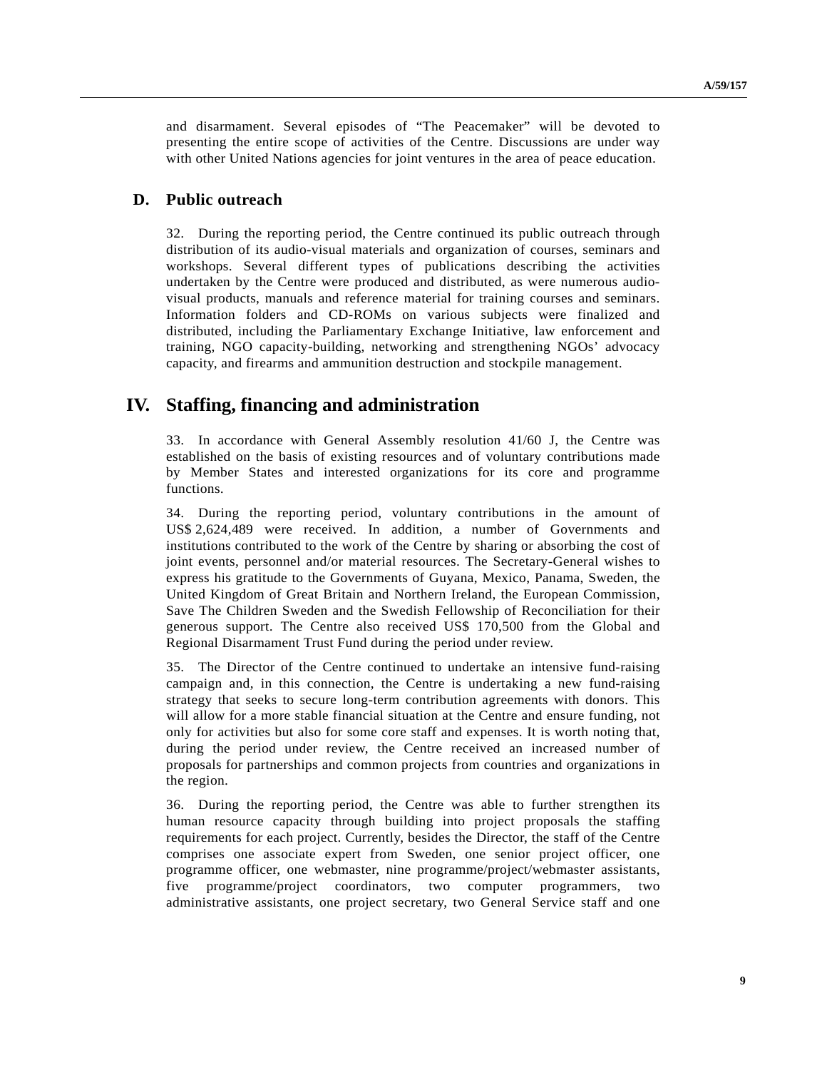and disarmament. Several episodes of "The Peacemaker" will be devoted to presenting the entire scope of activities of the Centre. Discussions are under way with other United Nations agencies for joint ventures in the area of peace education.

### D. Public outreach

32. During the reporting period, the Centre continued its public outreach through distribution of its audio-visual materials and organization of courses, seminars and workshops. Several different types of publications describing the activities undertaken by the Centre were produced and distributed, as were numerous audio-visual products, manuals and reference material for training courses and seminars. Information folders and CD-ROMs on various subjects were finalized and distributed, including the Parliamentary Exchange Initiative, law enforcement and training, NGO capacity-building, networking and strengthening NGOs' advocacy capacity, and firearms and ammunition destruction and stockpile management.

## IV. Staffing, financing and administration

33. In accordance with General Assembly resolution 41/60 J, the Centre was established on the basis of existing resources and of voluntary contributions made by Member States and interested organizations for its core and programme functions.

34. During the reporting period, voluntary contributions in the amount of US$ 2,624,489 were received. In addition, a number of Governments and institutions contributed to the work of the Centre by sharing or absorbing the cost of joint events, personnel and/or material resources. The Secretary-General wishes to express his gratitude to the Governments of Guyana, Mexico, Panama, Sweden, the United Kingdom of Great Britain and Northern Ireland, the European Commission, Save The Children Sweden and the Swedish Fellowship of Reconciliation for their generous support. The Centre also received US$ 170,500 from the Global and Regional Disarmament Trust Fund during the period under review.

35. The Director of the Centre continued to undertake an intensive fund-raising campaign and, in this connection, the Centre is undertaking a new fund-raising strategy that seeks to secure long-term contribution agreements with donors. This will allow for a more stable financial situation at the Centre and ensure funding, not only for activities but also for some core staff and expenses. It is worth noting that, during the period under review, the Centre received an increased number of proposals for partnerships and common projects from countries and organizations in the region.

36. During the reporting period, the Centre was able to further strengthen its human resource capacity through building into project proposals the staffing requirements for each project. Currently, besides the Director, the staff of the Centre comprises one associate expert from Sweden, one senior project officer, one programme officer, one webmaster, nine programme/project/webmaster assistants, five programme/project coordinators, two computer programmers, two administrative assistants, one project secretary, two General Service staff and one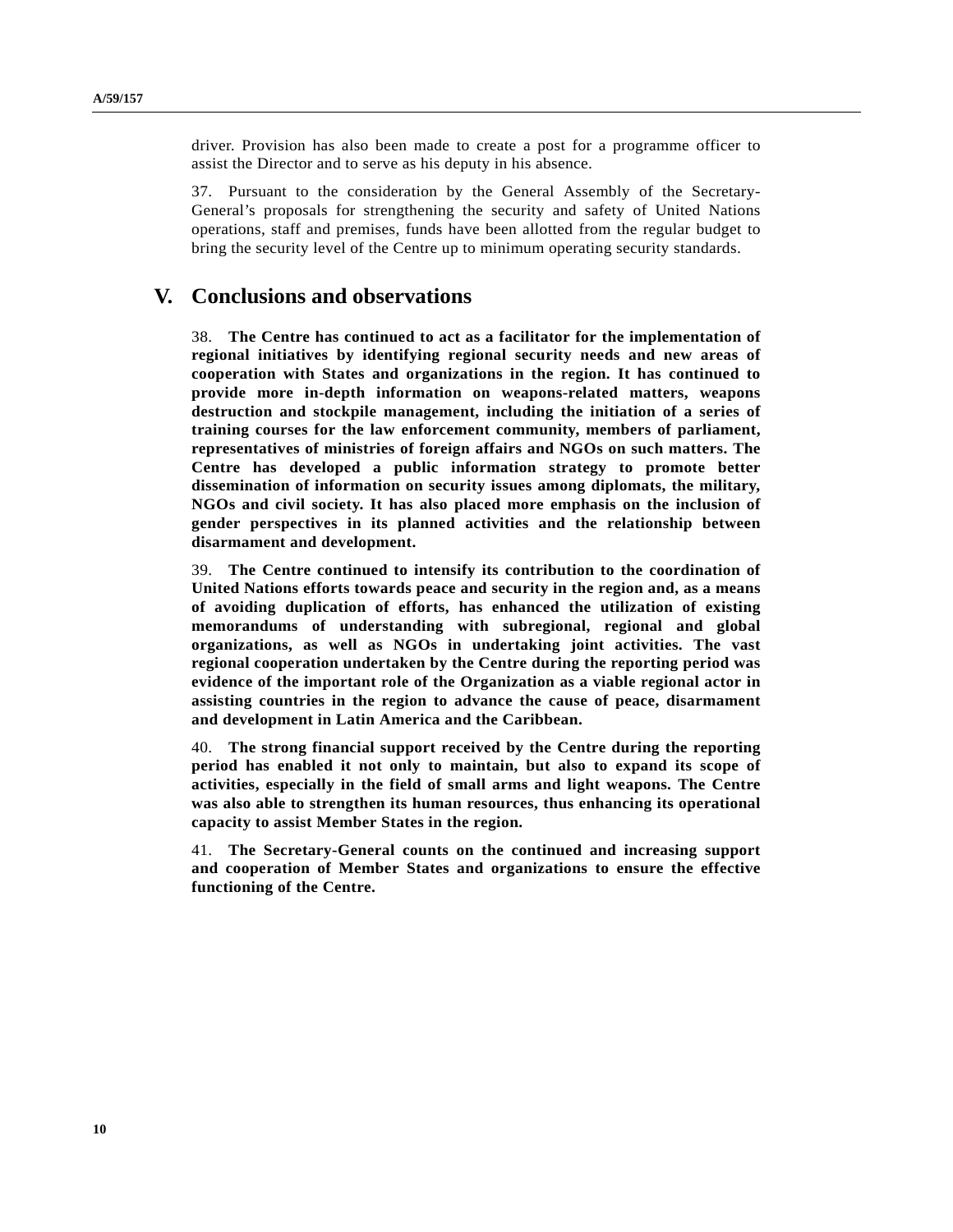driver. Provision has also been made to create a post for a programme officer to assist the Director and to serve as his deputy in his absence.

37. Pursuant to the consideration by the General Assembly of the Secretary-General's proposals for strengthening the security and safety of United Nations operations, staff and premises, funds have been allotted from the regular budget to bring the security level of the Centre up to minimum operating security standards.

## V. Conclusions and observations

38. **The Centre has continued to act as a facilitator for the implementation of regional initiatives by identifying regional security needs and new areas of cooperation with States and organizations in the region. It has continued to provide more in-depth information on weapons-related matters, weapons destruction and stockpile management, including the initiation of a series of training courses for the law enforcement community, members of parliament, representatives of ministries of foreign affairs and NGOs on such matters. The Centre has developed a public information strategy to promote better dissemination of information on security issues among diplomats, the military, NGOs and civil society. It has also placed more emphasis on the inclusion of gender perspectives in its planned activities and the relationship between disarmament and development.**

39. **The Centre continued to intensify its contribution to the coordination of United Nations efforts towards peace and security in the region and, as a means of avoiding duplication of efforts, has enhanced the utilization of existing memorandums of understanding with subregional, regional and global organizations, as well as NGOs in undertaking joint activities. The vast regional cooperation undertaken by the Centre during the reporting period was evidence of the important role of the Organization as a viable regional actor in assisting countries in the region to advance the cause of peace, disarmament and development in Latin America and the Caribbean.**

40. **The strong financial support received by the Centre during the reporting period has enabled it not only to maintain, but also to expand its scope of activities, especially in the field of small arms and light weapons. The Centre was also able to strengthen its human resources, thus enhancing its operational capacity to assist Member States in the region.**

41. **The Secretary-General counts on the continued and increasing support and cooperation of Member States and organizations to ensure the effective functioning of the Centre.**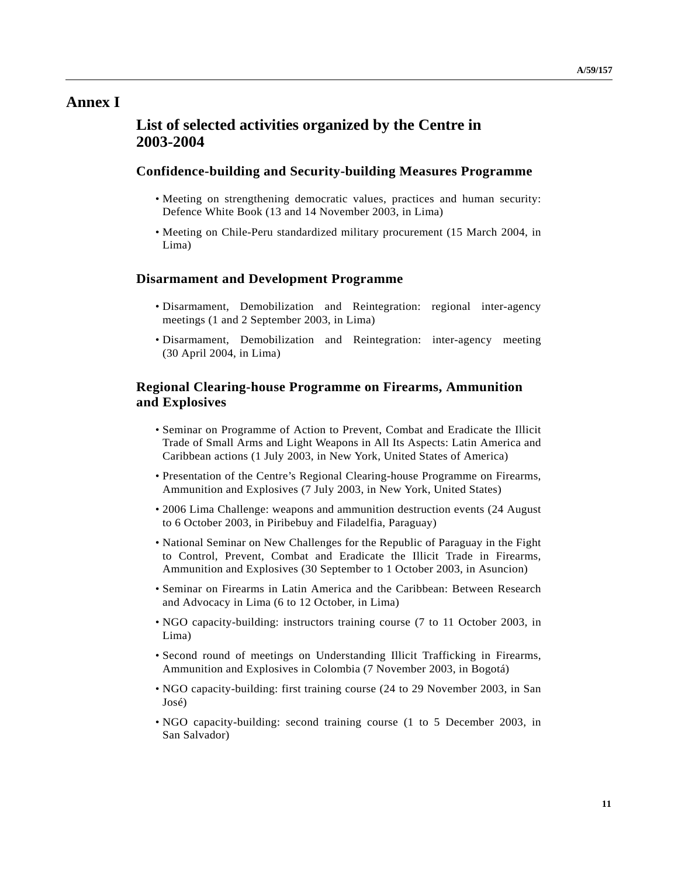# Annex I

## List of selected activities organized by the Centre in 2003-2004

### Confidence-building and Security-building Measures Programme

- Meeting on strengthening democratic values, practices and human security: Defence White Book (13 and 14 November 2003, in Lima)
- Meeting on Chile-Peru standardized military procurement (15 March 2004, in Lima)

### Disarmament and Development Programme

- Disarmament, Demobilization and Reintegration: regional inter-agency meetings (1 and 2 September 2003, in Lima)
- Disarmament, Demobilization and Reintegration: inter-agency meeting (30 April 2004, in Lima)

### Regional Clearing-house Programme on Firearms, Ammunition and Explosives

- Seminar on Programme of Action to Prevent, Combat and Eradicate the Illicit Trade of Small Arms and Light Weapons in All Its Aspects: Latin America and Caribbean actions (1 July 2003, in New York, United States of America)
- Presentation of the Centre's Regional Clearing-house Programme on Firearms, Ammunition and Explosives (7 July 2003, in New York, United States)
- 2006 Lima Challenge: weapons and ammunition destruction events (24 August to 6 October 2003, in Piribebuy and Filadelfia, Paraguay)
- National Seminar on New Challenges for the Republic of Paraguay in the Fight to Control, Prevent, Combat and Eradicate the Illicit Trade in Firearms, Ammunition and Explosives (30 September to 1 October 2003, in Asuncion)
- Seminar on Firearms in Latin America and the Caribbean: Between Research and Advocacy in Lima (6 to 12 October, in Lima)
- NGO capacity-building: instructors training course (7 to 11 October 2003, in Lima)
- Second round of meetings on Understanding Illicit Trafficking in Firearms, Ammunition and Explosives in Colombia (7 November 2003, in Bogotá)
- NGO capacity-building: first training course (24 to 29 November 2003, in San José)
- NGO capacity-building: second training course (1 to 5 December 2003, in San Salvador)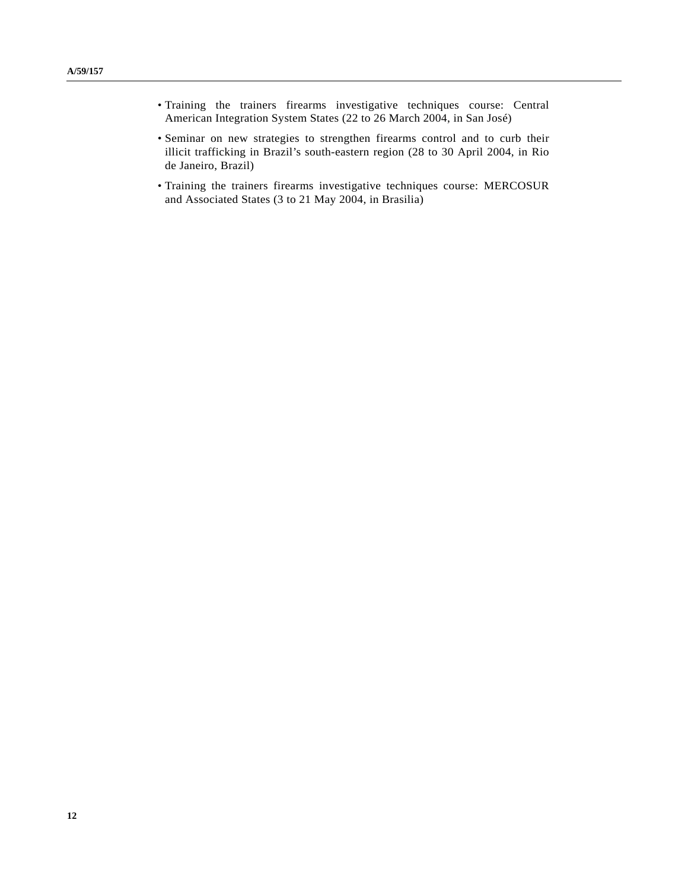- Training the trainers firearms investigative techniques course: Central American Integration System States (22 to 26 March 2004, in San José)
- Seminar on new strategies to strengthen firearms control and to curb their illicit trafficking in Brazil's south-eastern region (28 to 30 April 2004, in Rio de Janeiro, Brazil)
- Training the trainers firearms investigative techniques course: MERCOSUR and Associated States (3 to 21 May 2004, in Brasilia)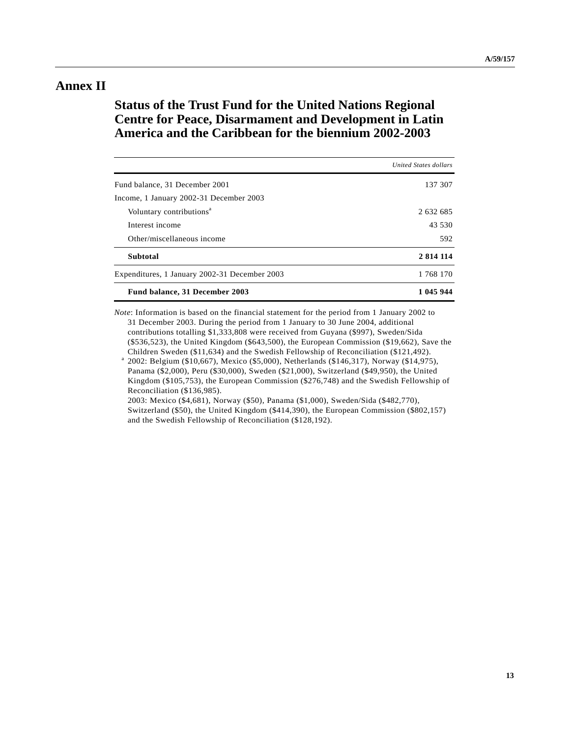# Annex II

## Status of the Trust Fund for the United Nations Regional Centre for Peace, Disarmament and Development in Latin America and the Caribbean for the biennium 2002-2003

| | *United States dollars* |
|---|---|
| Fund balance, 31 December 2001 | 137 307 |
| Income, 1 January 2002-31 December 2003 | |
| Voluntary contributions[a] | 2 632 685 |
| Interest income | 43 530 |
| Other/miscellaneous income | 592 |
| **Subtotal** | **2 814 114** |
| Expenditures, 1 January 2002-31 December 2003 | 1 768 170 |
| **Fund balance, 31 December 2003** | **1 045 944** |

*Note*: Information is based on the financial statement for the period from 1 January 2002 to 31 December 2003. During the period from 1 January to 30 June 2004, additional contributions totalling $1,333,808 were received from Guyana ($997), Sweden/Sida ($536,523), the United Kingdom ($643,500), the European Commission ($19,662), Save the Children Sweden ($11,634) and the Swedish Fellowship of Reconciliation ($121,492).

[a] 2002: Belgium ($10,667), Mexico ($5,000), Netherlands ($146,317), Norway ($14,975), Panama ($2,000), Peru ($30,000), Sweden ($21,000), Switzerland ($49,950), the United Kingdom ($105,753), the European Commission ($276,748) and the Swedish Fellowship of Reconciliation ($136,985).

2003: Mexico ($4,681), Norway ($50), Panama ($1,000), Sweden/Sida ($482,770), Switzerland ($50), the United Kingdom ($414,390), the European Commission ($802,157) and the Swedish Fellowship of Reconciliation ($128,192).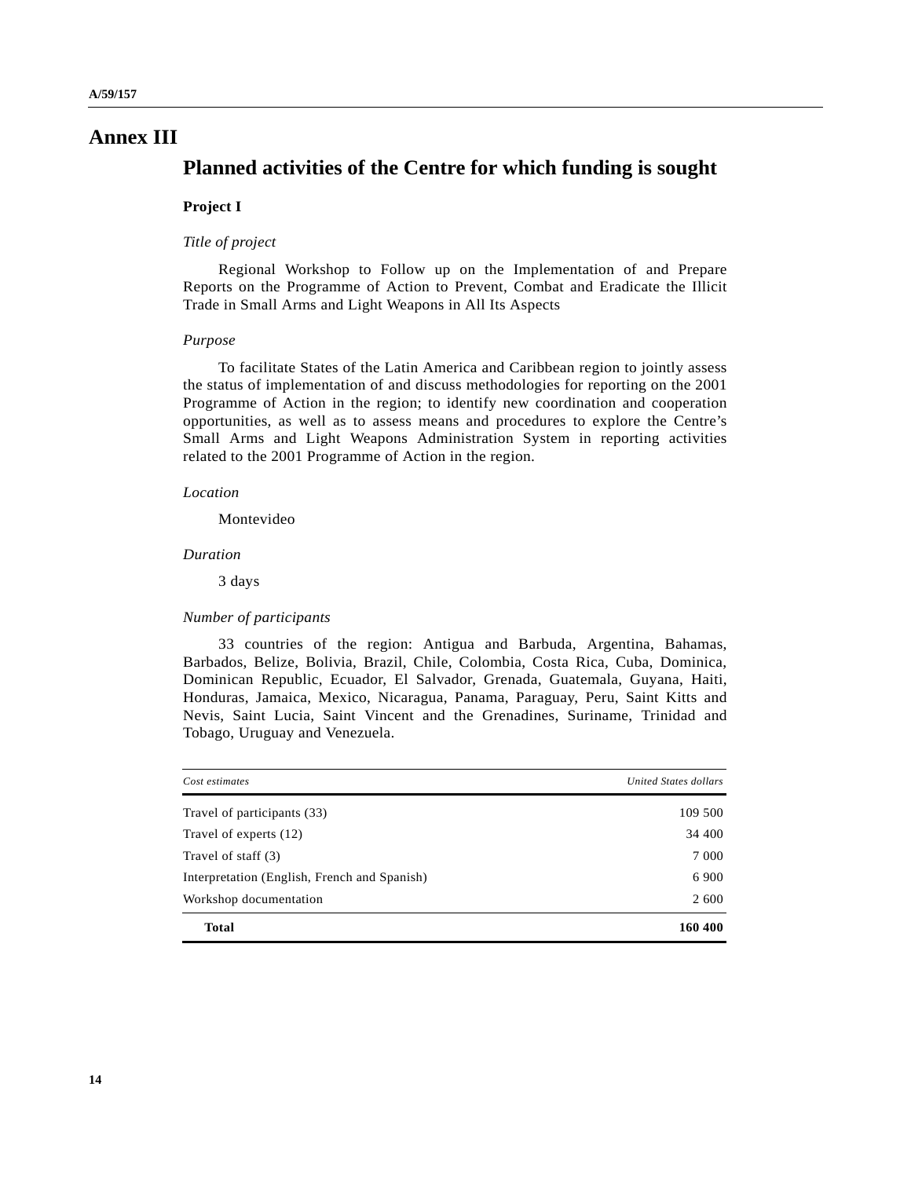# Annex III

## Planned activities of the Centre for which funding is sought

### Project I

*Title of project*

Regional Workshop to Follow up on the Implementation of and Prepare Reports on the Programme of Action to Prevent, Combat and Eradicate the Illicit Trade in Small Arms and Light Weapons in All Its Aspects

*Purpose*

To facilitate States of the Latin America and Caribbean region to jointly assess the status of implementation of and discuss methodologies for reporting on the 2001 Programme of Action in the region; to identify new coordination and cooperation opportunities, as well as to assess means and procedures to explore the Centre's Small Arms and Light Weapons Administration System in reporting activities related to the 2001 Programme of Action in the region.

*Location*

Montevideo

*Duration*

3 days

*Number of participants*

33 countries of the region: Antigua and Barbuda, Argentina, Bahamas, Barbados, Belize, Bolivia, Brazil, Chile, Colombia, Costa Rica, Cuba, Dominica, Dominican Republic, Ecuador, El Salvador, Grenada, Guatemala, Guyana, Haiti, Honduras, Jamaica, Mexico, Nicaragua, Panama, Paraguay, Peru, Saint Kitts and Nevis, Saint Lucia, Saint Vincent and the Grenadines, Suriname, Trinidad and Tobago, Uruguay and Venezuela.

| *Cost estimates* | *United States dollars* |
|---|---|
| Travel of participants (33) | 109 500 |
| Travel of experts (12) | 34 400 |
| Travel of staff (3) | 7 000 |
| Interpretation (English, French and Spanish) | 6 900 |
| Workshop documentation | 2 600 |
| **Total** | **160 400** |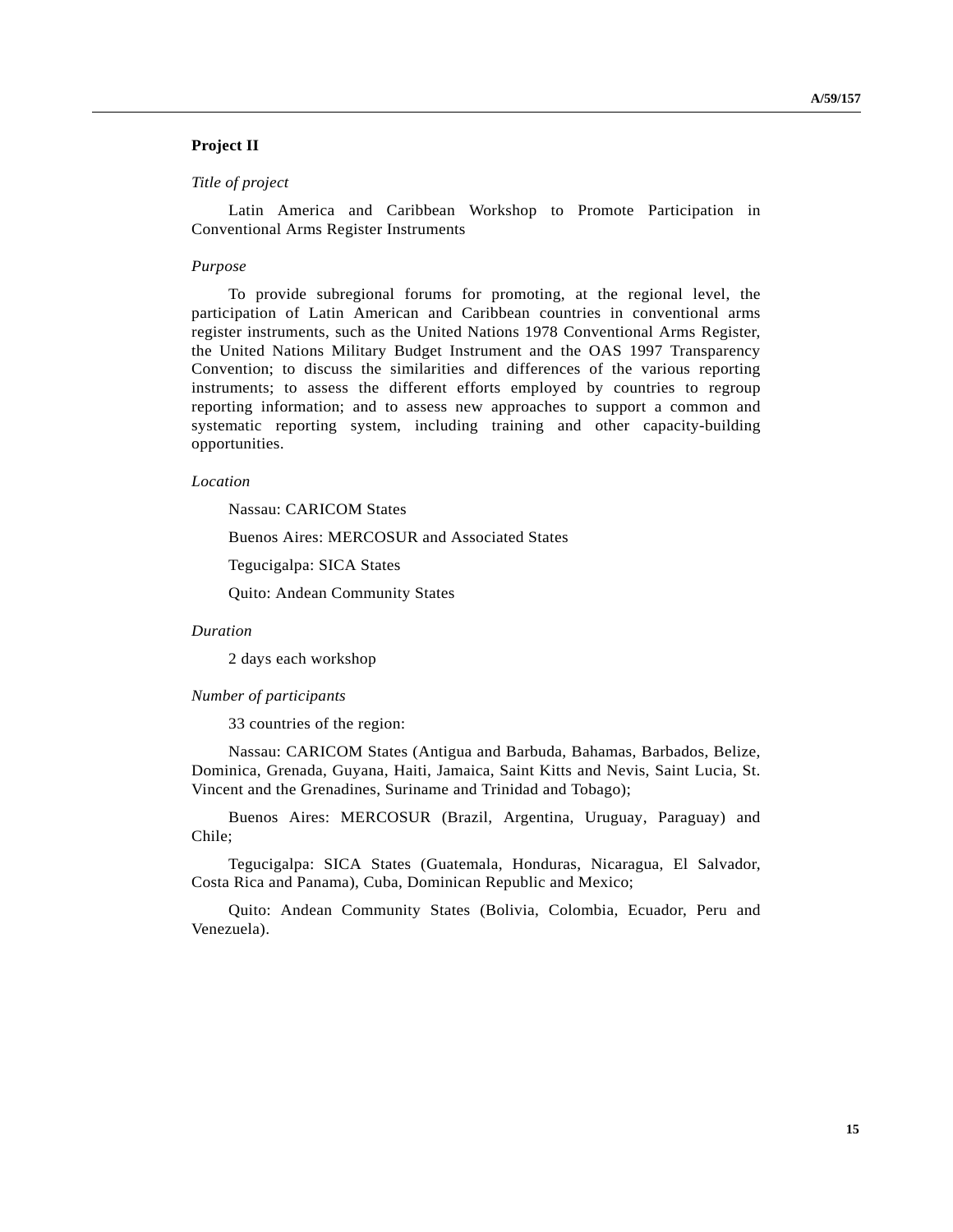**Project II**

*Title of project*

Latin America and Caribbean Workshop to Promote Participation in Conventional Arms Register Instruments

*Purpose*

To provide subregional forums for promoting, at the regional level, the participation of Latin American and Caribbean countries in conventional arms register instruments, such as the United Nations 1978 Conventional Arms Register, the United Nations Military Budget Instrument and the OAS 1997 Transparency Convention; to discuss the similarities and differences of the various reporting instruments; to assess the different efforts employed by countries to regroup reporting information; and to assess new approaches to support a common and systematic reporting system, including training and other capacity-building opportunities.

*Location*

Nassau: CARICOM States

Buenos Aires: MERCOSUR and Associated States

Tegucigalpa: SICA States

Quito: Andean Community States

*Duration*

2 days each workshop

*Number of participants*

33 countries of the region:

Nassau: CARICOM States (Antigua and Barbuda, Bahamas, Barbados, Belize, Dominica, Grenada, Guyana, Haiti, Jamaica, Saint Kitts and Nevis, Saint Lucia, St. Vincent and the Grenadines, Suriname and Trinidad and Tobago);

Buenos Aires: MERCOSUR (Brazil, Argentina, Uruguay, Paraguay) and Chile;

Tegucigalpa: SICA States (Guatemala, Honduras, Nicaragua, El Salvador, Costa Rica and Panama), Cuba, Dominican Republic and Mexico;

Quito: Andean Community States (Bolivia, Colombia, Ecuador, Peru and Venezuela).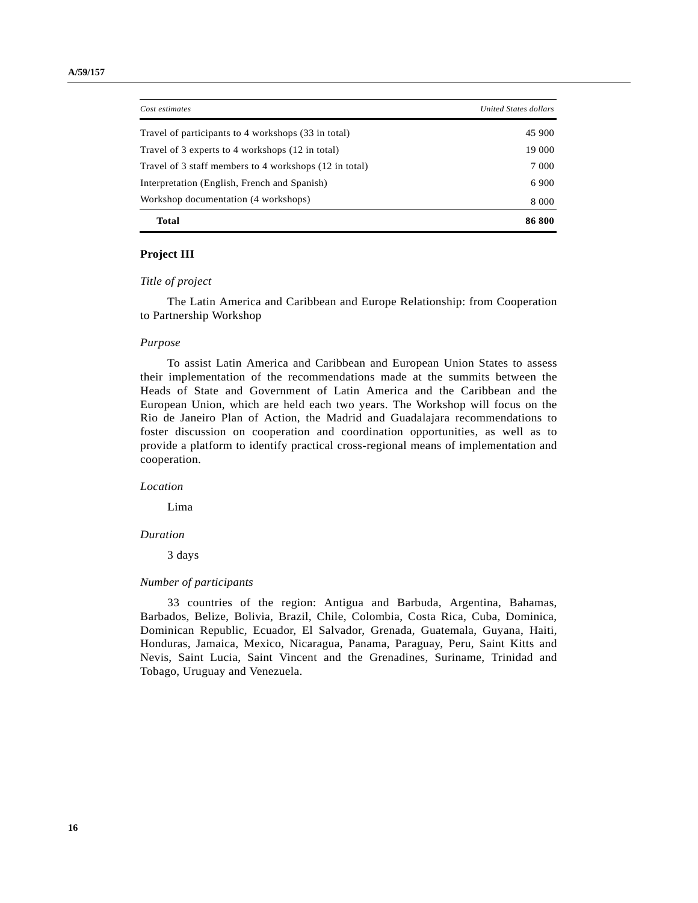| *Cost estimates* | *United States dollars* |
| --- | --- |
| Travel of participants to 4 workshops (33 in total) | 45 900 |
| Travel of 3 experts to 4 workshops (12 in total) | 19 000 |
| Travel of 3 staff members to 4 workshops (12 in total) | 7 000 |
| Interpretation (English, French and Spanish) | 6 900 |
| Workshop documentation (4 workshops) | 8 000 |
| **Total** | **86 800** |

### Project III

*Title of project*

The Latin America and Caribbean and Europe Relationship: from Cooperation to Partnership Workshop

*Purpose*

To assist Latin America and Caribbean and European Union States to assess their implementation of the recommendations made at the summits between the Heads of State and Government of Latin America and the Caribbean and the European Union, which are held each two years. The Workshop will focus on the Rio de Janeiro Plan of Action, the Madrid and Guadalajara recommendations to foster discussion on cooperation and coordination opportunities, as well as to provide a platform to identify practical cross-regional means of implementation and cooperation.

*Location*

Lima

*Duration*

3 days

*Number of participants*

33 countries of the region: Antigua and Barbuda, Argentina, Bahamas, Barbados, Belize, Bolivia, Brazil, Chile, Colombia, Costa Rica, Cuba, Dominica, Dominican Republic, Ecuador, El Salvador, Grenada, Guatemala, Guyana, Haiti, Honduras, Jamaica, Mexico, Nicaragua, Panama, Paraguay, Peru, Saint Kitts and Nevis, Saint Lucia, Saint Vincent and the Grenadines, Suriname, Trinidad and Tobago, Uruguay and Venezuela.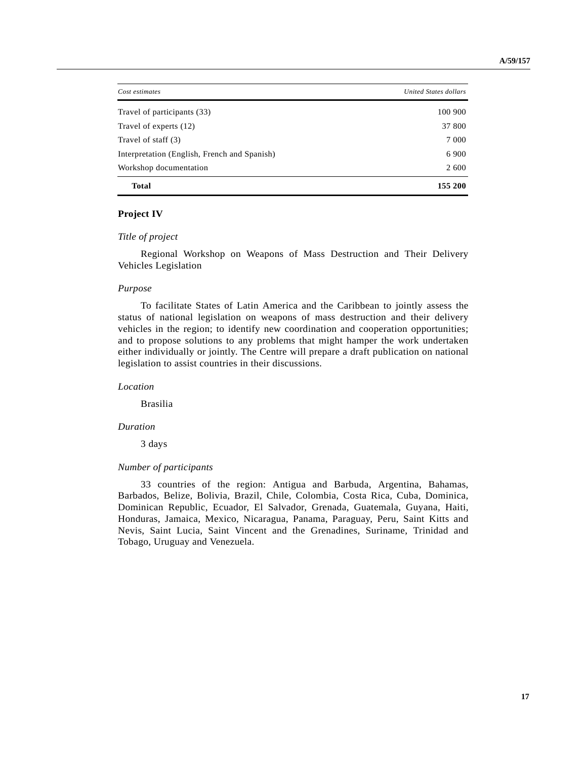| *Cost estimates* | *United States dollars* |
| --- | --- |
| Travel of participants (33) | 100 900 |
| Travel of experts (12) | 37 800 |
| Travel of staff (3) | 7 000 |
| Interpretation (English, French and Spanish) | 6 900 |
| Workshop documentation | 2 600 |
| **Total** | **155 200** |

### Project IV

*Title of project*

Regional Workshop on Weapons of Mass Destruction and Their Delivery Vehicles Legislation

*Purpose*

To facilitate States of Latin America and the Caribbean to jointly assess the status of national legislation on weapons of mass destruction and their delivery vehicles in the region; to identify new coordination and cooperation opportunities; and to propose solutions to any problems that might hamper the work undertaken either individually or jointly. The Centre will prepare a draft publication on national legislation to assist countries in their discussions.

*Location*

Brasilia

*Duration*

3 days

*Number of participants*

33 countries of the region: Antigua and Barbuda, Argentina, Bahamas, Barbados, Belize, Bolivia, Brazil, Chile, Colombia, Costa Rica, Cuba, Dominica, Dominican Republic, Ecuador, El Salvador, Grenada, Guatemala, Guyana, Haiti, Honduras, Jamaica, Mexico, Nicaragua, Panama, Paraguay, Peru, Saint Kitts and Nevis, Saint Lucia, Saint Vincent and the Grenadines, Suriname, Trinidad and Tobago, Uruguay and Venezuela.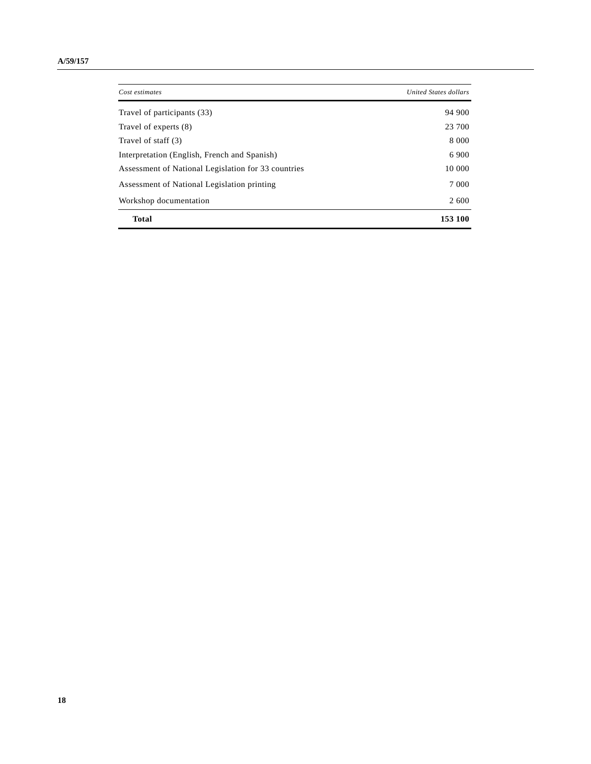| *Cost estimates* | *United States dollars* |
|---|---|
| Travel of participants (33) | 94 900 |
| Travel of experts (8) | 23 700 |
| Travel of staff (3) | 8 000 |
| Interpretation (English, French and Spanish) | 6 900 |
| Assessment of National Legislation for 33 countries | 10 000 |
| Assessment of National Legislation printing | 7 000 |
| Workshop documentation | 2 600 |
| **Total** | **153 100** |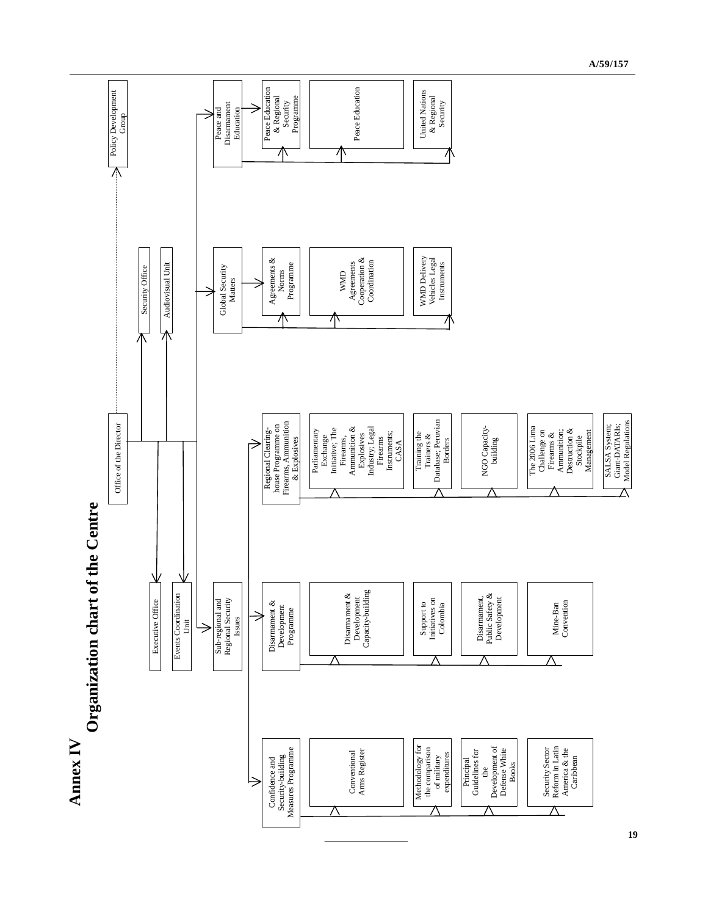# Annex IV

## Organization chart of the Centre

Office of the Director

Policy Development Group

Security Office

Audiovisual Unit

Executive Office

Events Coordination Unit

Sub-regional and Regional Security Issues

Confidence and Security-building Measures Programme

Conventional Arms Register

Methodology for the comparison of military expenditures

Principal Guidelines for the Development of Defense White Books

Security Sector Reform in Latin America & the Caribbean

Disarmament & Development Programme

Disarmament & Development Capacity-building

Support to Initiatives on Colombia

Disarmament, Public Safety & Development

Mine-Ban Convention

Regional Clearing-house Programme on Firearms, Ammunition & Explosives

Parliamentary Exchange Initiative; The Firearms, Ammunition & Explosives Industry; Legal Firearms Instruments; CASA

Training the Trainers & Database; Peruvian Borders

NGO Capacity-building

The 2006 Lima Challenge on Firearms & Ammunition; Destruction & Stockpile Management

SALSA System; Giant-DATARIs; Model Regulations

Global Security Matters

Agreements & Norms Programme

WMD Agreements Cooperation & Coordination

WMD Delivery Vehicles Legal Instruments

Peace and Disarmament Education

Peace Education & Regional Security Programme

Peace Education

United Nations & Regional Security